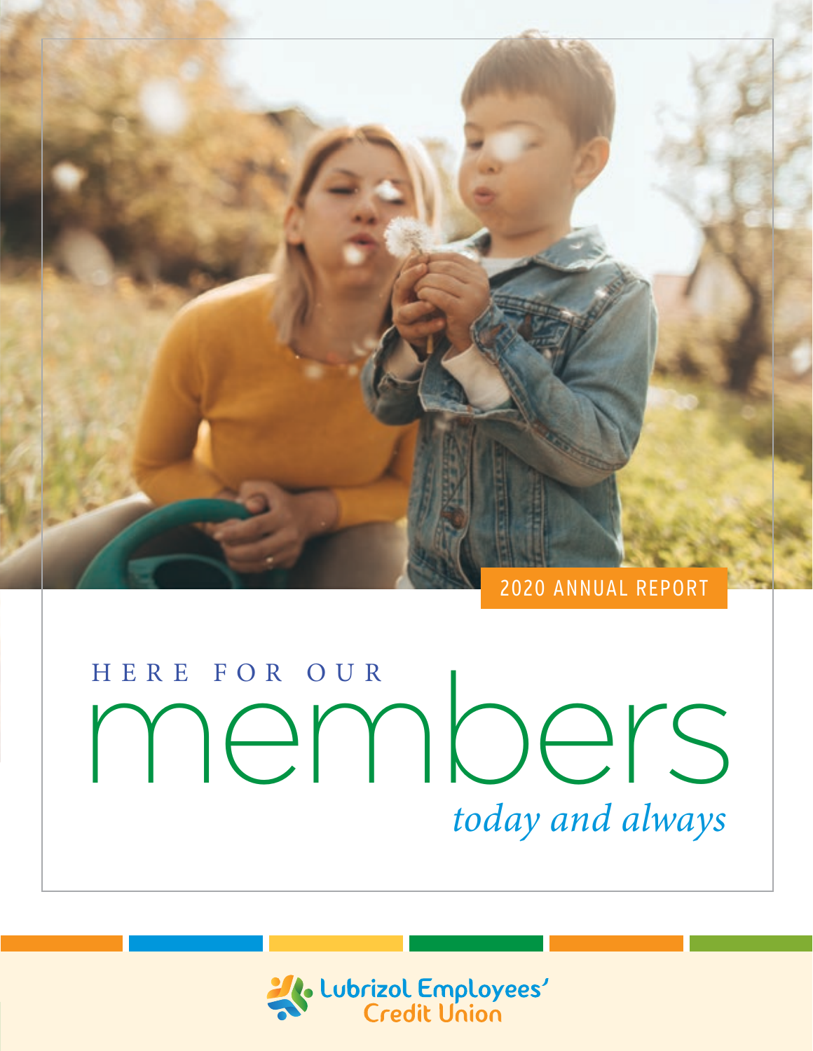2020 ANNUAL REPORT

# HERE FOR OUR members

*today and always*

Lubrizol Employees' Credit Union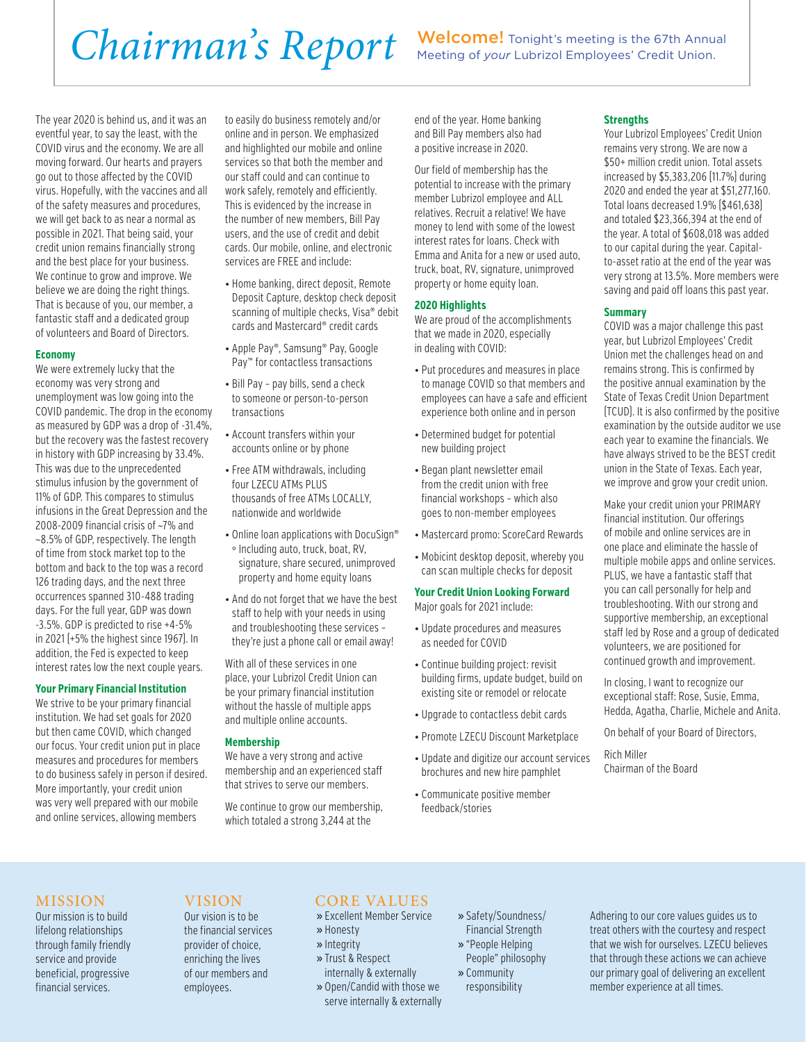# Chairman's Report

**Welcome!** Tonight's meeting is the 67th Annual Meeting of *your* Lubrizol Employees' Credit Union.

The year 2020 is behind us, and it was an eventful year, to say the least, with the COVID virus and the economy. We are all moving forward. Our hearts and prayers go out to those affected by the COVID virus. Hopefully, with the vaccines and all of the safety measures and procedures, we will get back to as near a normal as possible in 2021. That being said, your credit union remains financially strong and the best place for your business. We continue to grow and improve. We believe we are doing the right things. That is because of you, our member, a fantastic staff and a dedicated group of volunteers and Board of Directors.

### Economy

We were extremely lucky that the economy was very strong and unemployment was low going into the COVID pandemic. The drop in the economy as measured by GDP was a drop of -31.4%, but the recovery was the fastest recovery in history with GDP increasing by 33.4%. This was due to the unprecedented stimulus infusion by the government of 11% of GDP. This compares to stimulus infusions in the Great Depression and the 2008-2009 financial crisis of ~7% and ~8.5% of GDP, respectively. The length of time from stock market top to the bottom and back to the top was a record 126 trading days, and the next three occurrences spanned 310-488 trading days. For the full year, GDP was down -3.5%. GDP is predicted to rise +4-5% in 2021 (+5% the highest since 1967). In addition, the Fed is expected to keep interest rates low the next couple years.

### Your Primary Financial Institution

We strive to be your primary financial institution. We had set goals for 2020 but then came COVID, which changed our focus. Your credit union put in place measures and procedures for members to do business safely in person if desired. More importantly, your credit union was very well prepared with our mobile and online services, allowing members to easily do business remotely and/or online and in person. We emphasized and highlighted our mobile and online services so that both the member and our staff could and can continue to work safely, remotely and efficiently. This is evidenced by the increase in the number of new members, Bill Pay users, and the use of credit and debit cards. Our mobile, online, and electronic services are FREE and include:

- Home banking, direct deposit, Remote Deposit Capture, desktop check deposit scanning of multiple checks, Visa® debit cards and Mastercard® credit cards
- Apple Pay®, Samsung® Pay, Google Pay™ for contactless transactions
- Bill Pay – pay bills, send a check to someone or person-to-person transactions
- Account transfers within your accounts online or by phone
- Free ATM withdrawals, including four LZECU ATMs PLUS thousands of free ATMs LOCALLY, nationwide and worldwide
- Online loan applications with DocuSign®
  - Including auto, truck, boat, RV, signature, share secured, unimproved property and home equity loans
- And do not forget that we have the best staff to help with your needs in using and troubleshooting these services – they're just a phone call or email away!

With all of these services in one place, your Lubrizol Credit Union can be your primary financial institution without the hassle of multiple apps and multiple online accounts.

### Membership

We have a very strong and active membership and an experienced staff that strives to serve our members.

We continue to grow our membership, which totaled a strong 3,244 at the end of the year. Home banking and Bill Pay members also had a positive increase in 2020.

Our field of membership has the potential to increase with the primary member Lubrizol employee and ALL relatives. Recruit a relative! We have money to lend with some of the lowest interest rates for loans. Check with Emma and Anita for a new or used auto, truck, boat, RV, signature, unimproved property or home equity loan.

### 2020 Highlights

We are proud of the accomplishments that we made in 2020, especially in dealing with COVID:

- Put procedures and measures in place to manage COVID so that members and employees can have a safe and efficient experience both online and in person
- Determined budget for potential new building project
- Began plant newsletter email from the credit union with free financial workshops – which also goes to non-member employees
- Mastercard promo: ScoreCard Rewards
- Mobicint desktop deposit, whereby you can scan multiple checks for deposit

### Your Credit Union Looking Forward

Major goals for 2021 include:

- Update procedures and measures as needed for COVID
- Continue building project: revisit building firms, update budget, build on existing site or remodel or relocate
- Upgrade to contactless debit cards
- Promote LZECU Discount Marketplace
- Update and digitize our account services brochures and new hire pamphlet
- Communicate positive member feedback/stories

### Strengths

Your Lubrizol Employees' Credit Union remains very strong. We are now a $50+ million credit union. Total assets increased by $5,383,206 (11.7%) during 2020 and ended the year at $51,277,160. Total loans decreased 1.9% ($461,638) and totaled $23,366,394 at the end of the year. A total of $608,018 was added to our capital during the year. Capital-to-asset ratio at the end of the year was very strong at 13.5%. More members were saving and paid off loans this past year.

### Summary

COVID was a major challenge this past year, but Lubrizol Employees' Credit Union met the challenges head on and remains strong. This is confirmed by the positive annual examination by the State of Texas Credit Union Department (TCUD). It is also confirmed by the positive examination by the outside auditor we use each year to examine the financials. We have always strived to be the BEST credit union in the State of Texas. Each year, we improve and grow your credit union.

Make your credit union your PRIMARY financial institution. Our offerings of mobile and online services are in one place and eliminate the hassle of multiple mobile apps and online services. PLUS, we have a fantastic staff that you can call personally for help and troubleshooting. With our strong and supportive membership, an exceptional staff led by Rose and a group of dedicated volunteers, we are positioned for continued growth and improvement.

In closing, I want to recognize our exceptional staff: Rose, Susie, Emma, Hedda, Agatha, Charlie, Michele and Anita.

On behalf of your Board of Directors,

Rich Miller
Chairman of the Board

## MISSION

Our mission is to build lifelong relationships through family friendly service and provide beneficial, progressive financial services.

## VISION

Our vision is to be the financial services provider of choice, enriching the lives of our members and employees.

## CORE VALUES

- Excellent Member Service
- Honesty
- Integrity
- Trust & Respect internally & externally
- Open/Candid with those we serve internally & externally
- Safety/Soundness/Financial Strength
- "People Helping People" philosophy
- Community responsibility

Adhering to our core values guides us to treat others with the courtesy and respect that we wish for ourselves. LZECU believes that through these actions we can achieve our primary goal of delivering an excellent member experience at all times.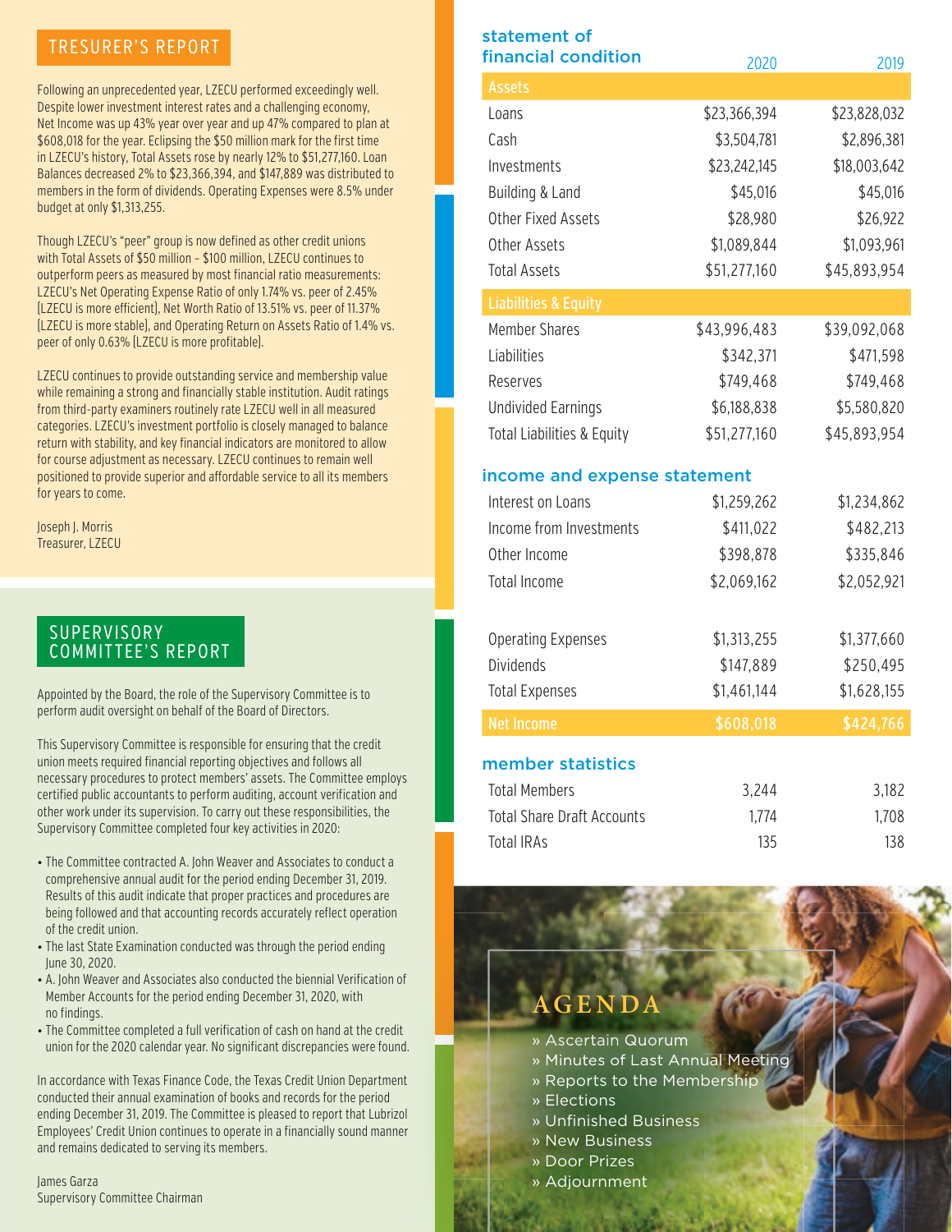## TRESURER'S REPORT

Following an unprecedented year, LZECU performed exceedingly well. Despite lower investment interest rates and a challenging economy, Net Income was up 43% year over year and up 47% compared to plan at $608,018 for the year. Eclipsing the $50 million mark for the first time in LZECU's history, Total Assets rose by nearly 12% to $51,277,160. Loan Balances decreased 2% to $23,366,394, and $147,889 was distributed to members in the form of dividends. Operating Expenses were 8.5% under budget at only $1,313,255.

Though LZECU's "peer" group is now defined as other credit unions with Total Assets of $50 million – $100 million, LZECU continues to outperform peers as measured by most financial ratio measurements: LZECU's Net Operating Expense Ratio of only 1.74% vs. peer of 2.45% (LZECU is more efficient), Net Worth Ratio of 13.51% vs. peer of 11.37% (LZECU is more stable), and Operating Return on Assets Ratio of 1.4% vs. peer of only 0.63% (LZECU is more profitable).

LZECU continues to provide outstanding service and membership value while remaining a strong and financially stable institution. Audit ratings from third-party examiners routinely rate LZECU well in all measured categories. LZECU's investment portfolio is closely managed to balance return with stability, and key financial indicators are monitored to allow for course adjustment as necessary. LZECU continues to remain well positioned to provide superior and affordable service to all its members for years to come.

Joseph J. Morris
Treasurer, LZECU

## SUPERVISORY COMMITTEE'S REPORT

Appointed by the Board, the role of the Supervisory Committee is to perform audit oversight on behalf of the Board of Directors.

This Supervisory Committee is responsible for ensuring that the credit union meets required financial reporting objectives and follows all necessary procedures to protect members' assets. The Committee employs certified public accountants to perform auditing, account verification and other work under its supervision. To carry out these responsibilities, the Supervisory Committee completed four key activities in 2020:

- The Committee contracted A. John Weaver and Associates to conduct a comprehensive annual audit for the period ending December 31, 2019. Results of this audit indicate that proper practices and procedures are being followed and that accounting records accurately reflect operation of the credit union.
- The last State Examination conducted was through the period ending June 30, 2020.
- A. John Weaver and Associates also conducted the biennial Verification of Member Accounts for the period ending December 31, 2020, with no findings.
- The Committee completed a full verification of cash on hand at the credit union for the 2020 calendar year. No significant discrepancies were found.

In accordance with Texas Finance Code, the Texas Credit Union Department conducted their annual examination of books and records for the period ending December 31, 2019. The Committee is pleased to report that Lubrizol Employees' Credit Union continues to operate in a financially sound manner and remains dedicated to serving its members.

James Garza
Supervisory Committee Chairman

## statement of financial condition

| | 2020 | 2019 |
|---|---|---|
| **Assets** | | |
| Loans | $23,366,394 | $23,828,032 |
| Cash | $3,504,781 | $2,896,381 |
| Investments | $23,242,145 | $18,003,642 |
| Building & Land | $45,016 | $45,016 |
| Other Fixed Assets | $28,980 | $26,922 |
| Other Assets | $1,089,844 | $1,093,961 |
| Total Assets | $51,277,160 | $45,893,954 |
| **Liabilities & Equity** | | |
| Member Shares | $43,996,483 | $39,092,068 |
| Liabilities | $342,371 | $471,598 |
| Reserves | $749,468 | $749,468 |
| Undivided Earnings | $6,188,838 | $5,580,820 |
| Total Liabilities & Equity | $51,277,160 | $45,893,954 |

## income and expense statement

| | 2020 | 2019 |
|---|---|---|
| Interest on Loans | $1,259,262 | $1,234,862 |
| Income from Investments | $411,022 | $482,213 |
| Other Income | $398,878 | $335,846 |
| Total Income | $2,069,162 | $2,052,921 |
| Operating Expenses | $1,313,255 | $1,377,660 |
| Dividends | $147,889 | $250,495 |
| Total Expenses | $1,461,144 | $1,628,155 |
| **Net Income** | **$608,018** | **$424,766** |

## member statistics

| | 2020 | 2019 |
|---|---|---|
| Total Members | 3,244 | 3,182 |
| Total Share Draft Accounts | 1,774 | 1,708 |
| Total IRAs | 135 | 138 |

## AGENDA

» Ascertain Quorum
» Minutes of Last Annual Meeting
» Reports to the Membership
» Elections
» Unfinished Business
» New Business
» Door Prizes
» Adjournment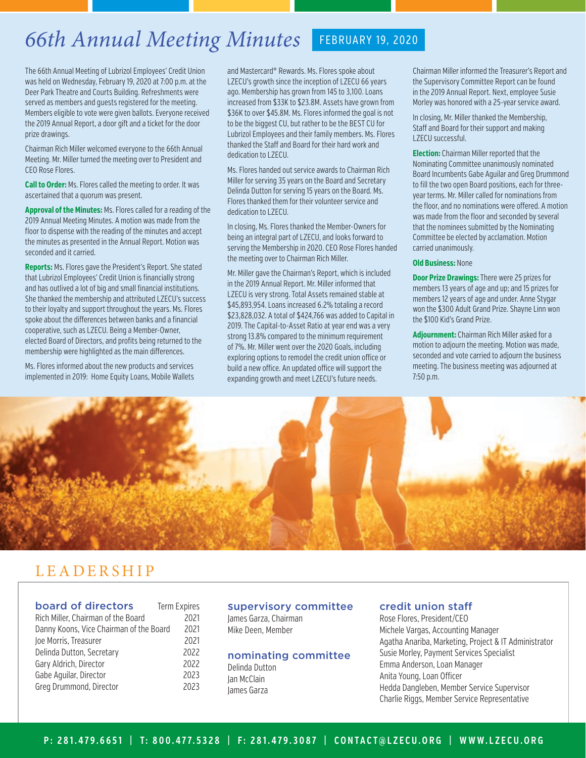# 66th Annual Meeting Minutes

FEBRUARY 19, 2020

The 66th Annual Meeting of Lubrizol Employees' Credit Union was held on Wednesday, February 19, 2020 at 7:00 p.m. at the Deer Park Theatre and Courts Building. Refreshments were served as members and guests registered for the meeting. Members eligible to vote were given ballots. Everyone received the 2019 Annual Report, a door gift and a ticket for the door prize drawings.

Chairman Rich Miller welcomed everyone to the 66th Annual Meeting. Mr. Miller turned the meeting over to President and CEO Rose Flores.

**Call to Order:** Ms. Flores called the meeting to order. It was ascertained that a quorum was present.

**Approval of the Minutes:** Ms. Flores called for a reading of the 2019 Annual Meeting Minutes. A motion was made from the floor to dispense with the reading of the minutes and accept the minutes as presented in the Annual Report. Motion was seconded and it carried.

**Reports:** Ms. Flores gave the President's Report. She stated that Lubrizol Employees' Credit Union is financially strong and has outlived a lot of big and small financial institutions. She thanked the membership and attributed LZECU's success to their loyalty and support throughout the years. Ms. Flores spoke about the differences between banks and a financial cooperative, such as LZECU. Being a Member-Owner, elected Board of Directors, and profits being returned to the membership were highlighted as the main differences.

Ms. Flores informed about the new products and services implemented in 2019: Home Equity Loans, Mobile Wallets and Mastercard® Rewards. Ms. Flores spoke about LZECU's growth since the inception of LZECU 66 years ago. Membership has grown from 145 to 3,100. Loans increased from $33K to $23.8M. Assets have grown from $36K to over $45.8M. Ms. Flores informed the goal is not to be the biggest CU, but rather to be the BEST CU for Lubrizol Employees and their family members. Ms. Flores thanked the Staff and Board for their hard work and dedication to LZECU.

Ms. Flores handed out service awards to Chairman Rich Miller for serving 35 years on the Board and Secretary Delinda Dutton for serving 15 years on the Board. Ms. Flores thanked them for their volunteer service and dedication to LZECU.

In closing, Ms. Flores thanked the Member-Owners for being an integral part of LZECU, and looks forward to serving the Membership in 2020. CEO Rose Flores handed the meeting over to Chairman Rich Miller.

Mr. Miller gave the Chairman's Report, which is included in the 2019 Annual Report. Mr. Miller informed that LZECU is very strong. Total Assets remained stable at $45,893,954. Loans increased 6.2% totaling a record $23,828,032. A total of $424,766 was added to Capital in 2019. The Capital-to-Asset Ratio at year end was a very strong 13.8% compared to the minimum requirement of 7%. Mr. Miller went over the 2020 Goals, including exploring options to remodel the credit union office or build a new office. An updated office will support the expanding growth and meet LZECU's future needs.

Chairman Miller informed the Treasurer's Report and the Supervisory Committee Report can be found in the 2019 Annual Report. Next, employee Susie Morley was honored with a 25-year service award.

In closing, Mr. Miller thanked the Membership, Staff and Board for their support and making LZECU successful.

**Election:** Chairman Miller reported that the Nominating Committee unanimously nominated Board Incumbents Gabe Aguilar and Greg Drummond to fill the two open Board positions, each for three-year terms. Mr. Miller called for nominations from the floor, and no nominations were offered. A motion was made from the floor and seconded by several that the nominees submitted by the Nominating Committee be elected by acclamation. Motion carried unanimously.

**Old Business:** None

**Door Prize Drawings:** There were 25 prizes for members 13 years of age and up; and 15 prizes for members 12 years of age and under. Anne Stygar won the $300 Adult Grand Prize. Shayne Linn won the $100 Kid's Grand Prize.

**Adjournment:** Chairman Rich Miller asked for a motion to adjourn the meeting. Motion was made, seconded and vote carried to adjourn the business meeting. The business meeting was adjourned at 7:50 p.m.

## LEADERSHIP

### board of directors

| board of directors | Term Expires |
|---|---|
| Rich Miller, Chairman of the Board | 2021 |
| Danny Koons, Vice Chairman of the Board | 2021 |
| Joe Morris, Treasurer | 2021 |
| Delinda Dutton, Secretary | 2022 |
| Gary Aldrich, Director | 2022 |
| Gabe Aguilar, Director | 2023 |
| Greg Drummond, Director | 2023 |

### supervisory committee

James Garza, Chairman
Mike Deen, Member

### nominating committee

Delinda Dutton
Jan McClain
James Garza

### credit union staff

Rose Flores, President/CEO
Michele Vargas, Accounting Manager
Agatha Anariba, Marketing, Project & IT Administrator
Susie Morley, Payment Services Specialist
Emma Anderson, Loan Manager
Anita Young, Loan Officer
Hedda Dangleben, Member Service Supervisor
Charlie Riggs, Member Service Representative

P: 281.479.6651 | T: 800.477.5328 | F: 281.479.3087 | CONTACT@LZECU.ORG | WWW.LZECU.ORG